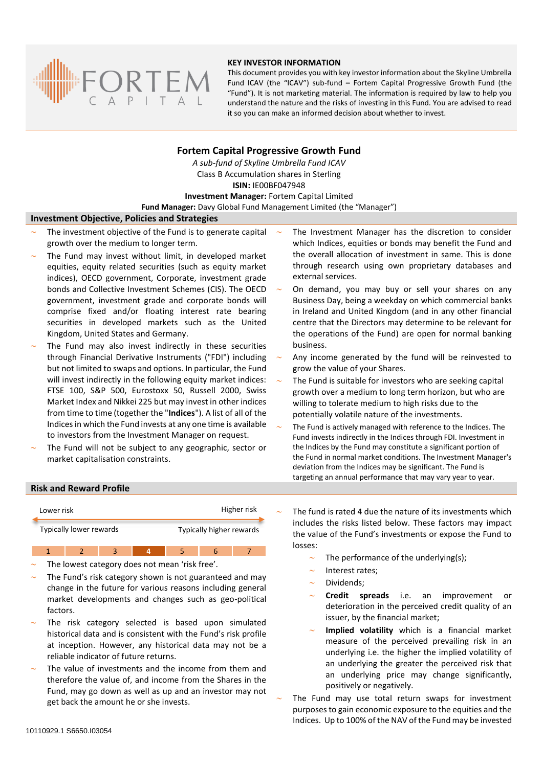FORTEM CAPITAL

**KEY INVESTOR INFORMATION**

This document provides you with key investor information about the Skyline Umbrella Fund ICAV (the "ICAV") sub-fund – Fortem Capital Progressive Growth Fund (the "Fund"). It is not marketing material. The information is required by law to help you understand the nature and the risks of investing in this Fund. You are advised to read it so you can make an informed decision about whether to invest.

# Fortem Capital Progressive Growth Fund

*A sub-fund of Skyline Umbrella Fund ICAV*

Class B Accumulation shares in Sterling

**ISIN:** IE00BF047948

**Investment Manager:** Fortem Capital Limited

**Fund Manager:** Davy Global Fund Management Limited (the "Manager")

## Investment Objective, Policies and Strategies

- The investment objective of the Fund is to generate capital growth over the medium to longer term.
- The Fund may invest without limit, in developed market equities, equity related securities (such as equity market indices), OECD government, Corporate, investment grade bonds and Collective Investment Schemes (CIS). The OECD government, investment grade and corporate bonds will comprise fixed and/or floating interest rate bearing securities in developed markets such as the United Kingdom, United States and Germany.
- The Fund may also invest indirectly in these securities through Financial Derivative Instruments ("FDI") including but not limited to swaps and options. In particular, the Fund will invest indirectly in the following equity market indices: FTSE 100, S&P 500, Eurostoxx 50, Russell 2000, Swiss Market Index and Nikkei 225 but may invest in other indices from time to time (together the "**Indices**"). A list of all of the Indices in which the Fund invests at any one time is available to investors from the Investment Manager on request.
- The Fund will not be subject to any geographic, sector or market capitalisation constraints.
- The Investment Manager has the discretion to consider which Indices, equities or bonds may benefit the Fund and the overall allocation of investment in same. This is done through research using own proprietary databases and external services.
- On demand, you may buy or sell your shares on any Business Day, being a weekday on which commercial banks in Ireland and United Kingdom (and in any other financial centre that the Directors may determine to be relevant for the operations of the Fund) are open for normal banking business.
- Any income generated by the fund will be reinvested to grow the value of your Shares.
- The Fund is suitable for investors who are seeking capital growth over a medium to long term horizon, but who are willing to tolerate medium to high risks due to the potentially volatile nature of the investments.
- The Fund is actively managed with reference to the Indices. The Fund invests indirectly in the Indices through FDI. Investment in the Indices by the Fund may constitute a significant portion of the Fund in normal market conditions. The Investment Manager's deviation from the Indices may be significant. The Fund is targeting an annual performance that may vary year to year.

## Risk and Reward Profile

Lower risk — Higher risk

Typically lower rewards — Typically higher rewards

| 1 | 2 | 3 | **4** | 5 | 6 | 7 |
|---|---|---|---|---|---|---|

- The lowest category does not mean 'risk free'.
- The Fund's risk category shown is not guaranteed and may change in the future for various reasons including general market developments and changes such as geo-political factors.
- The risk category selected is based upon simulated historical data and is consistent with the Fund's risk profile at inception. However, any historical data may not be a reliable indicator of future returns.
- The value of investments and the income from them and therefore the value of, and income from the Shares in the Fund, may go down as well as up and an investor may not get back the amount he or she invests.
- The fund is rated 4 due the nature of its investments which includes the risks listed below. These factors may impact the value of the Fund's investments or expose the Fund to losses:
  - The performance of the underlying(s);
  - Interest rates;
  - Dividends;
  - **Credit spreads** i.e. an improvement or deterioration in the perceived credit quality of an issuer, by the financial market;
  - **Implied volatility** which is a financial market measure of the perceived prevailing risk in an underlying i.e. the higher the implied volatility of an underlying the greater the perceived risk that an underlying price may change significantly, positively or negatively.
- The Fund may use total return swaps for investment purposes to gain economic exposure to the equities and the Indices. Up to 100% of the NAV of the Fund may be invested

10110929.1 S6650.I03054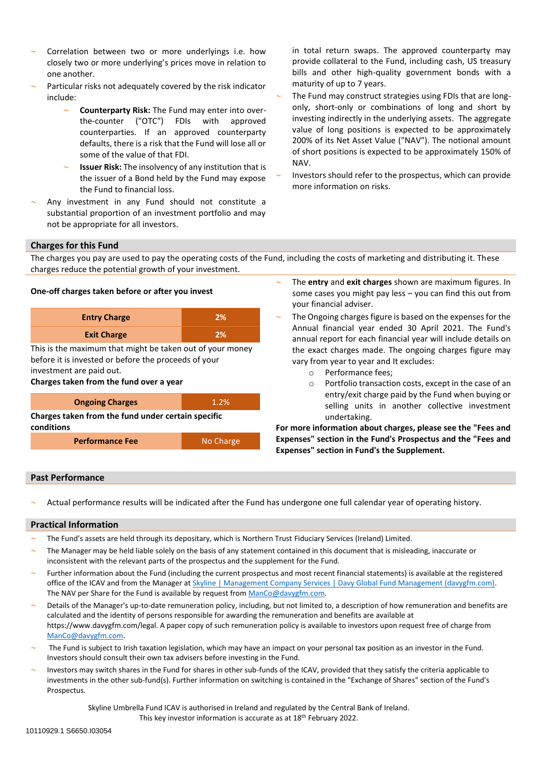- Correlation between two or more underlyings i.e. how closely two or more underlying's prices move in relation to one another.
- Particular risks not adequately covered by the risk indicator include:
  - **Counterparty Risk:** The Fund may enter into over-the-counter ("OTC") FDIs with approved counterparties. If an approved counterparty defaults, there is a risk that the Fund will lose all or some of the value of that FDI.
  - **Issuer Risk:** The insolvency of any institution that is the issuer of a Bond held by the Fund may expose the Fund to financial loss.
- Any investment in any Fund should not constitute a substantial proportion of an investment portfolio and may not be appropriate for all investors.

in total return swaps. The approved counterparty may provide collateral to the Fund, including cash, US treasury bills and other high-quality government bonds with a maturity of up to 7 years.

- The Fund may construct strategies using FDIs that are long-only, short-only or combinations of long and short by investing indirectly in the underlying assets. The aggregate value of long positions is expected to be approximately 200% of its Net Asset Value ("NAV"). The notional amount of short positions is expected to be approximately 150% of NAV.
- Investors should refer to the prospectus, which can provide more information on risks.

## Charges for this Fund

The charges you pay are used to pay the operating costs of the Fund, including the costs of marketing and distributing it. These charges reduce the potential growth of your investment.

**One-off charges taken before or after you invest**

| | |
|---|---|
| **Entry Charge** | **2%** |
| **Exit Charge** | **2%** |

This is the maximum that might be taken out of your money before it is invested or before the proceeds of your investment are paid out.

**Charges taken from the fund over a year**

| | |
|---|---|
| **Ongoing Charges** | 1.2% |

**Charges taken from the fund under certain specific conditions**

| | |
|---|---|
| **Performance Fee** | No Charge |

- The **entry** and **exit charges** shown are maximum figures. In some cases you might pay less – you can find this out from your financial adviser.
- The Ongoing charges figure is based on the expenses for the Annual financial year ended 30 April 2021. The Fund's annual report for each financial year will include details on the exact charges made. The ongoing charges figure may vary from year to year and It excludes:
  - Performance fees;
  - Portfolio transaction costs, except in the case of an entry/exit charge paid by the Fund when buying or selling units in another collective investment undertaking.

**For more information about charges, please see the "Fees and Expenses" section in the Fund's Prospectus and the "Fees and Expenses" section in Fund's the Supplement.**

## Past Performance

- Actual performance results will be indicated after the Fund has undergone one full calendar year of operating history.

## Practical Information

- The Fund's assets are held through its depositary, which is Northern Trust Fiduciary Services (Ireland) Limited.
- The Manager may be held liable solely on the basis of any statement contained in this document that is misleading, inaccurate or inconsistent with the relevant parts of the prospectus and the supplement for the Fund.
- Further information about the Fund (including the current prospectus and most recent financial statements) is available at the registered office of the ICAV and from the Manager at Skyline | Management Company Services | Davy Global Fund Management (davygfm.com). The NAV per Share for the Fund is available by request from ManCo@davygfm.com.
- Details of the Manager's up-to-date remuneration policy, including, but not limited to, a description of how remuneration and benefits are calculated and the identity of persons responsible for awarding the remuneration and benefits are available at https://www.davygfm.com/legal. A paper copy of such remuneration policy is available to investors upon request free of charge from ManCo@davygfm.com.
- The Fund is subject to Irish taxation legislation, which may have an impact on your personal tax position as an investor in the Fund. Investors should consult their own tax advisers before investing in the Fund.
- Investors may switch shares in the Fund for shares in other sub-funds of the ICAV, provided that they satisfy the criteria applicable to investments in the other sub-fund(s). Further information on switching is contained in the "Exchange of Shares" section of the Fund's Prospectus.

Skyline Umbrella Fund ICAV is authorised in Ireland and regulated by the Central Bank of Ireland.
This key investor information is accurate as at 18th February 2022.

10110929.1 S6650.I03054